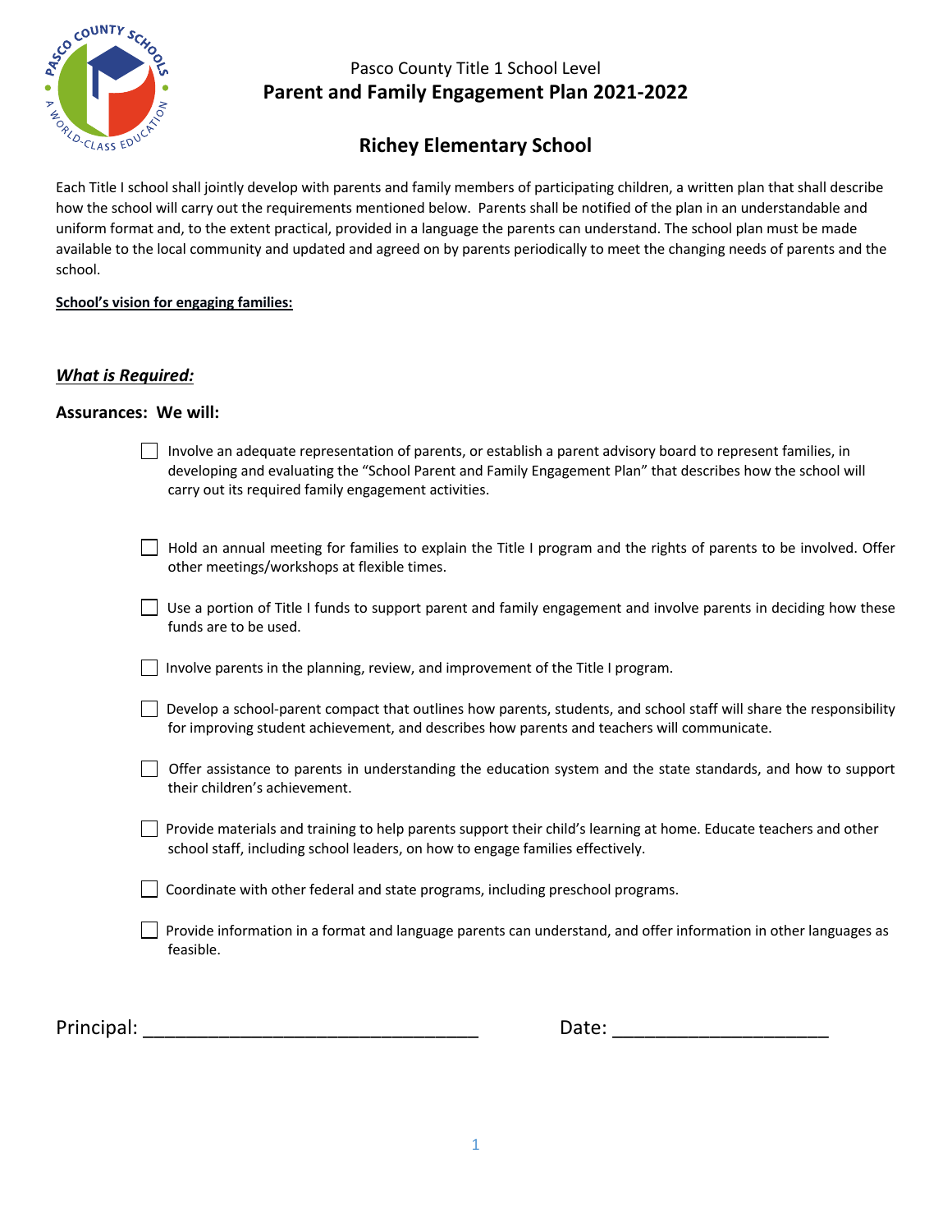Pasco County Title 1 School Level

# Parent and Family Engagement Plan 2021-2022

## Richey Elementary School

Each Title I school shall jointly develop with parents and family members of participating children, a written plan that shall describe how the school will carry out the requirements mentioned below. Parents shall be notified of the plan in an understandable and uniform format and, to the extent practical, provided in a language the parents can understand. The school plan must be made available to the local community and updated and agreed on by parents periodically to meet the changing needs of parents and the school.

**School's vision for engaging families:**

### *What is Required:*

**Assurances: We will:**

- [ ] Involve an adequate representation of parents, or establish a parent advisory board to represent families, in developing and evaluating the "School Parent and Family Engagement Plan" that describes how the school will carry out its required family engagement activities.
- [ ] Hold an annual meeting for families to explain the Title I program and the rights of parents to be involved. Offer other meetings/workshops at flexible times.
- [ ] Use a portion of Title I funds to support parent and family engagement and involve parents in deciding how these funds are to be used.
- [ ] Involve parents in the planning, review, and improvement of the Title I program.
- [ ] Develop a school-parent compact that outlines how parents, students, and school staff will share the responsibility for improving student achievement, and describes how parents and teachers will communicate.
- [ ] Offer assistance to parents in understanding the education system and the state standards, and how to support their children's achievement.
- [ ] Provide materials and training to help parents support their child's learning at home. Educate teachers and other school staff, including school leaders, on how to engage families effectively.
- [ ] Coordinate with other federal and state programs, including preschool programs.
- [ ] Provide information in a format and language parents can understand, and offer information in other languages as feasible.

Principal: ________________________________ Date: ____________________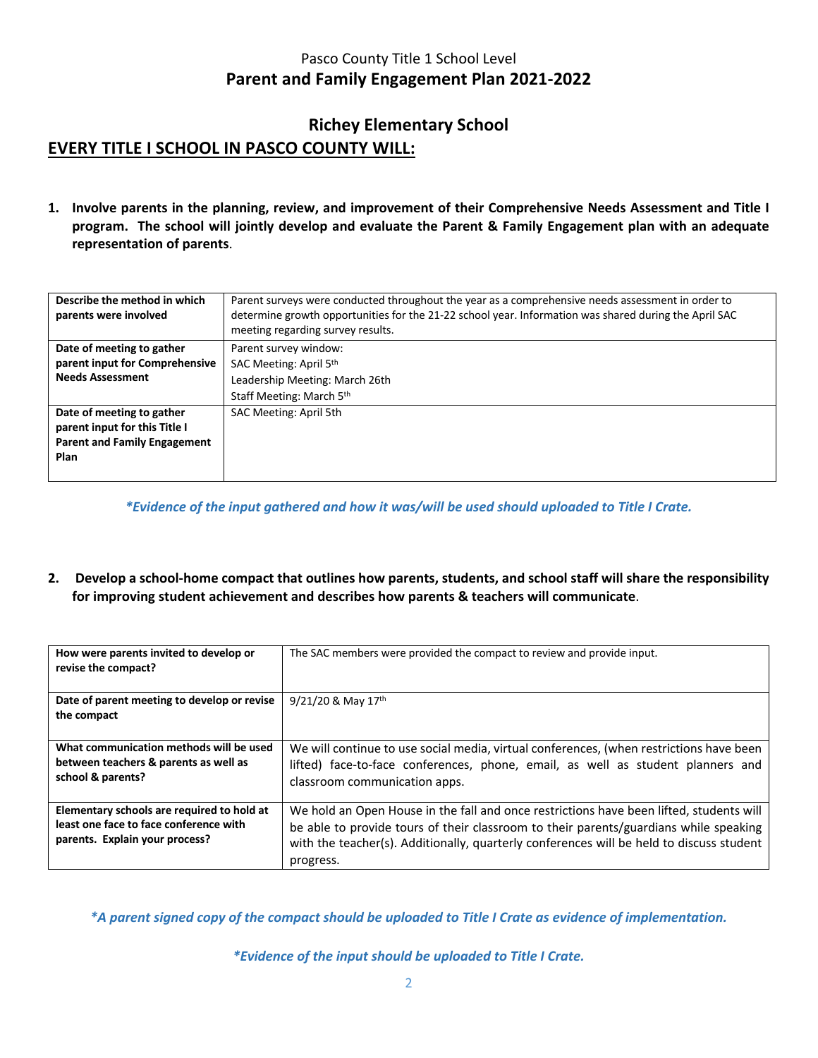Pasco County Title 1 School Level

# Parent and Family Engagement Plan 2021-2022

## Richey Elementary School

## EVERY TITLE I SCHOOL IN PASCO COUNTY WILL:

1. **Involve parents in the planning, review, and improvement of their Comprehensive Needs Assessment and Title I program. The school will jointly develop and evaluate the Parent & Family Engagement plan with an adequate representation of parents**.

| | |
|---|---|
| **Describe the method in which parents were involved** | Parent surveys were conducted throughout the year as a comprehensive needs assessment in order to determine growth opportunities for the 21-22 school year. Information was shared during the April SAC meeting regarding survey results. |
| **Date of meeting to gather parent input for Comprehensive Needs Assessment** | Parent survey window:<br>SAC Meeting: April 5th<br>Leadership Meeting: March 26th<br>Staff Meeting: March 5th |
| **Date of meeting to gather parent input for this Title I Parent and Family Engagement Plan** | SAC Meeting: April 5th |

*\*Evidence of the input gathered and how it was/will be used should uploaded to Title I Crate.*

2. **Develop a school-home compact that outlines how parents, students, and school staff will share the responsibility for improving student achievement and describes how parents & teachers will communicate**.

| | |
|---|---|
| **How were parents invited to develop or revise the compact?** | The SAC members were provided the compact to review and provide input. |
| **Date of parent meeting to develop or revise the compact** | 9/21/20 & May 17th |
| **What communication methods will be used between teachers & parents as well as school & parents?** | We will continue to use social media, virtual conferences, (when restrictions have been lifted) face-to-face conferences, phone, email, as well as student planners and classroom communication apps. |
| **Elementary schools are required to hold at least one face to face conference with parents. Explain your process?** | We hold an Open House in the fall and once restrictions have been lifted, students will be able to provide tours of their classroom to their parents/guardians while speaking with the teacher(s). Additionally, quarterly conferences will be held to discuss student progress. |

*\*A parent signed copy of the compact should be uploaded to Title I Crate as evidence of implementation.*

*\*Evidence of the input should be uploaded to Title I Crate.*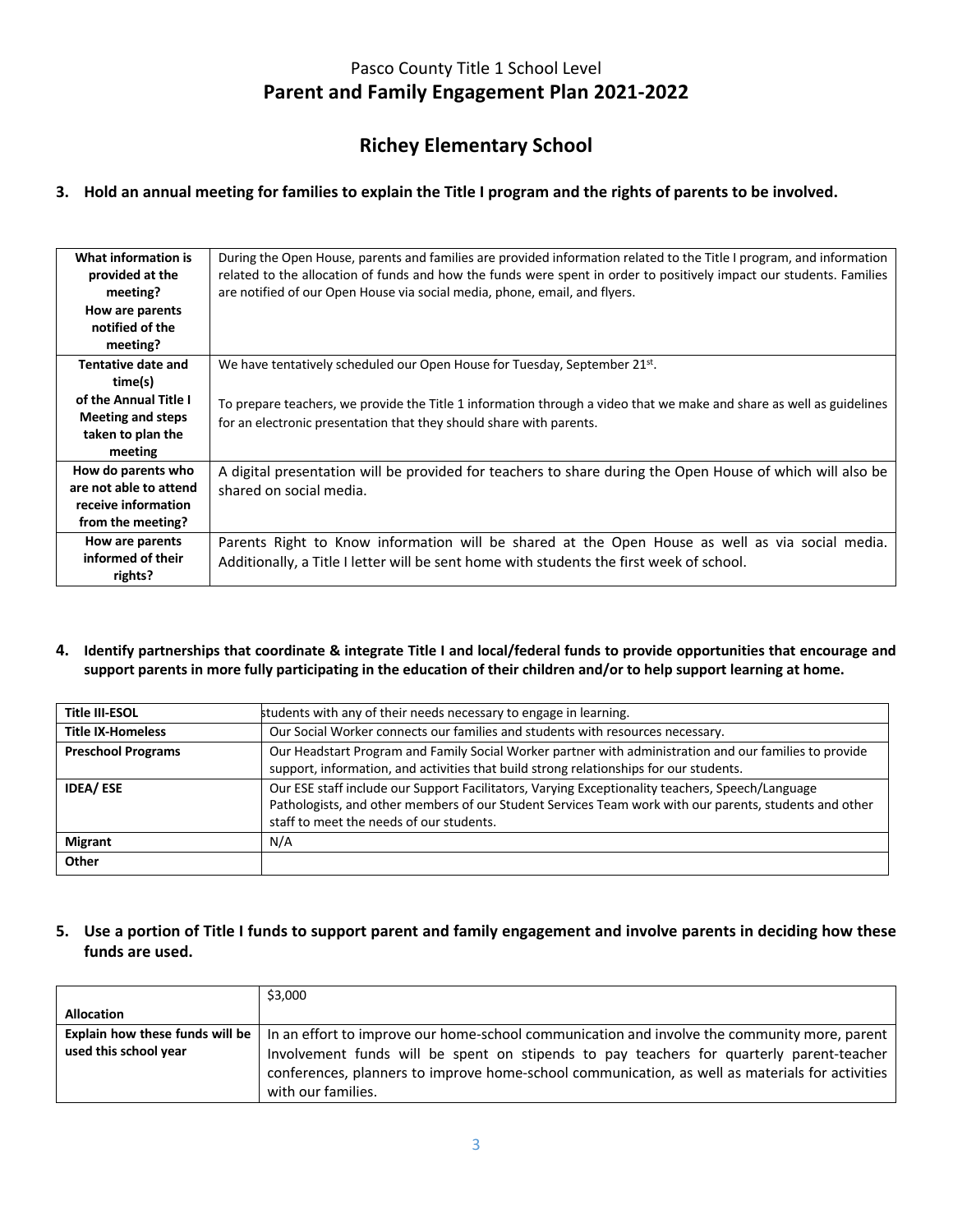Pasco County Title 1 School Level
# Parent and Family Engagement Plan 2021-2022

## Richey Elementary School

### 3. Hold an annual meeting for families to explain the Title I program and the rights of parents to be involved.

| | |
|---|---|
| **What information is provided at the meeting? How are parents notified of the meeting?** | During the Open House, parents and families are provided information related to the Title I program, and information related to the allocation of funds and how the funds were spent in order to positively impact our students. Families are notified of our Open House via social media, phone, email, and flyers. |
| **Tentative date and time(s) of the Annual Title I Meeting and steps taken to plan the meeting** | We have tentatively scheduled our Open House for Tuesday, September 21st.<br><br>To prepare teachers, we provide the Title 1 information through a video that we make and share as well as guidelines for an electronic presentation that they should share with parents. |
| **How do parents who are not able to attend receive information from the meeting?** | A digital presentation will be provided for teachers to share during the Open House of which will also be shared on social media. |
| **How are parents informed of their rights?** | Parents Right to Know information will be shared at the Open House as well as via social media. Additionally, a Title I letter will be sent home with students the first week of school. |

### 4. Identify partnerships that coordinate & integrate Title I and local/federal funds to provide opportunities that encourage and support parents in more fully participating in the education of their children and/or to help support learning at home.

| | |
|---|---|
| **Title III-ESOL** | students with any of their needs necessary to engage in learning. |
| **Title IX-Homeless** | Our Social Worker connects our families and students with resources necessary. |
| **Preschool Programs** | Our Headstart Program and Family Social Worker partner with administration and our families to provide support, information, and activities that build strong relationships for our students. |
| **IDEA/ ESE** | Our ESE staff include our Support Facilitators, Varying Exceptionality teachers, Speech/Language Pathologists, and other members of our Student Services Team work with our parents, students and other staff to meet the needs of our students. |
| **Migrant** | N/A |
| **Other** | |

### 5. Use a portion of Title I funds to support parent and family engagement and involve parents in deciding how these funds are used.

| | |
|---|---|
| **Allocation** | $3,000 |
| **Explain how these funds will be used this school year** | In an effort to improve our home-school communication and involve the community more, parent Involvement funds will be spent on stipends to pay teachers for quarterly parent-teacher conferences, planners to improve home-school communication, as well as materials for activities with our families. |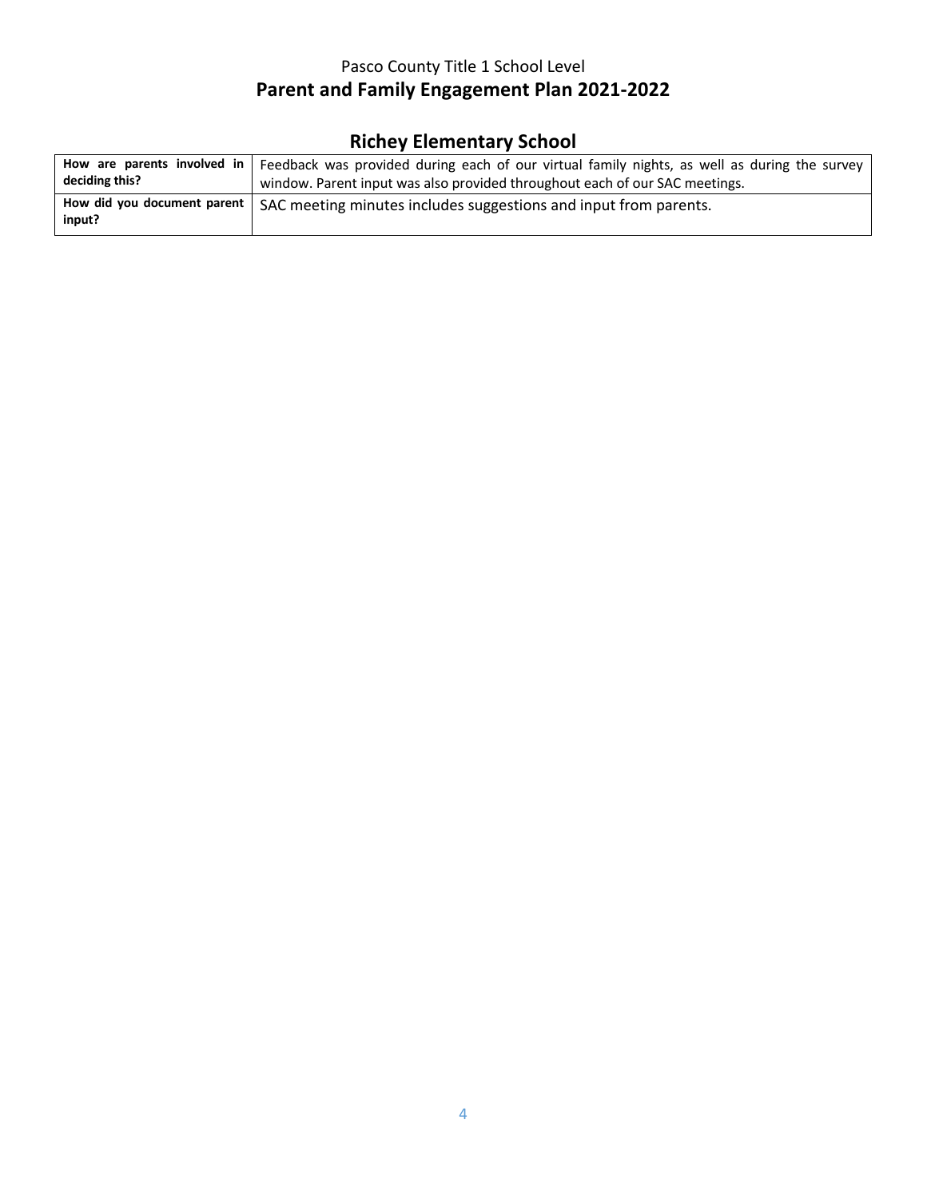Pasco County Title 1 School Level
**Parent and Family Engagement Plan 2021-2022**

## Richey Elementary School

| | |
|---|---|
| **How are parents involved in deciding this?** | Feedback was provided during each of our virtual family nights, as well as during the survey window. Parent input was also provided throughout each of our SAC meetings. |
| **How did you document parent input?** | SAC meeting minutes includes suggestions and input from parents. |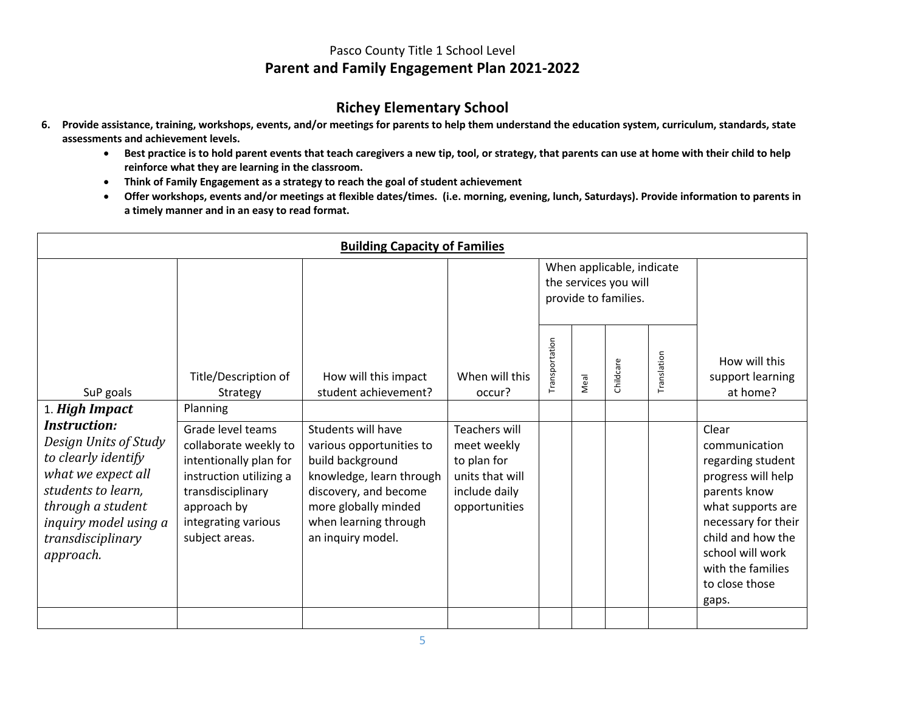Pasco County Title 1 School Level

# Parent and Family Engagement Plan 2021-2022

## Richey Elementary School

6. **Provide assistance, training, workshops, events, and/or meetings for parents to help them understand the education system, curriculum, standards, state assessments and achievement levels.**
   - **Best practice is to hold parent events that teach caregivers a new tip, tool, or strategy, that parents can use at home with their child to help reinforce what they are learning in the classroom.**
   - **Think of Family Engagement as a strategy to reach the goal of student achievement**
   - **Offer workshops, events and/or meetings at flexible dates/times. (i.e. morning, evening, lunch, Saturdays). Provide information to parents in a timely manner and in an easy to read format.**

| **Building Capacity of Families** | | | | | | | | |
|---|---|---|---|---|---|---|---|---|
| | | | | When applicable, indicate the services you will provide to families. | | | | |
| SuP goals | Title/Description of Strategy | How will this impact student achievement? | When will this occur? | Transportation | Meal | Childcare | Translation | How will this support learning at home? |
| 1. ***High Impact Instruction:*** *Design Units of Study to clearly identify what we expect all students to learn, through a student inquiry model using a transdisciplinary approach.* | Planning | | | | | | | |
| | Grade level teams collaborate weekly to intentionally plan for instruction utilizing a transdisciplinary approach by integrating various subject areas. | Students will have various opportunities to build background knowledge, learn through discovery, and become more globally minded when learning through an inquiry model. | Teachers will meet weekly to plan for units that will include daily opportunities | | | | | Clear communication regarding student progress will help parents know what supports are necessary for their child and how the school will work with the families to close those gaps. |
| | | | | | | | | |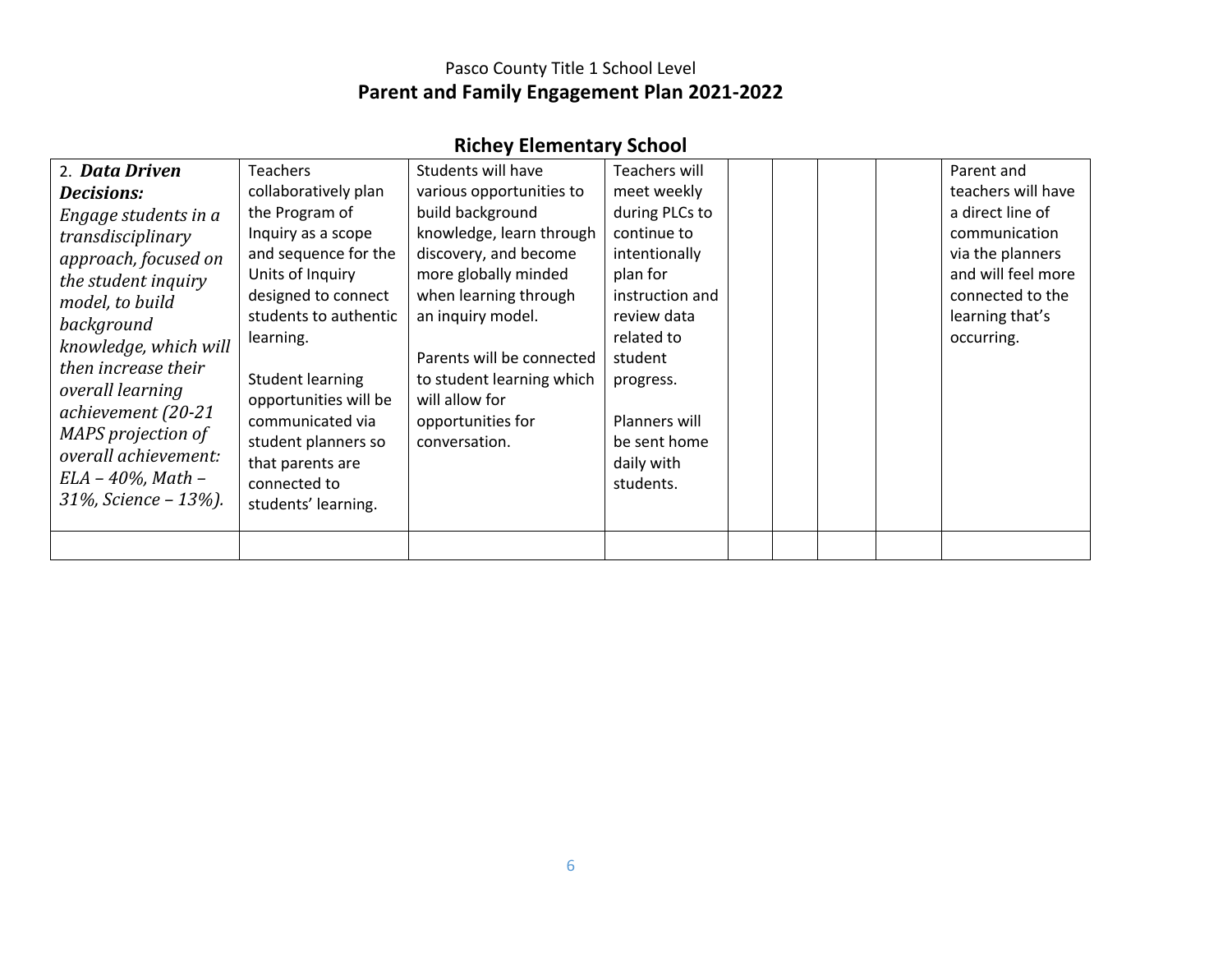Pasco County Title 1 School Level

# Parent and Family Engagement Plan 2021-2022

## Richey Elementary School

| | | | | | | | | |
|---|---|---|---|---|---|---|---|---|
| 2. ***Data Driven Decisions:*** *Engage students in a transdisciplinary approach, focused on the student inquiry model, to build background knowledge, which will then increase their overall learning achievement (20-21 MAPS projection of overall achievement: ELA – 40%, Math – 31%, Science – 13%).* | Teachers collaboratively plan the Program of Inquiry as a scope and sequence for the Units of Inquiry designed to connect students to authentic learning.<br><br>Student learning opportunities will be communicated via student planners so that parents are connected to students' learning. | Students will have various opportunities to build background knowledge, learn through discovery, and become more globally minded when learning through an inquiry model.<br><br>Parents will be connected to student learning which will allow for opportunities for conversation. | Teachers will meet weekly during PLCs to continue to intentionally plan for instruction and review data related to student progress.<br><br>Planners will be sent home daily with students. | | | | | Parent and teachers will have a direct line of communication via the planners and will feel more connected to the learning that's occurring. |
| | | | | | | | | |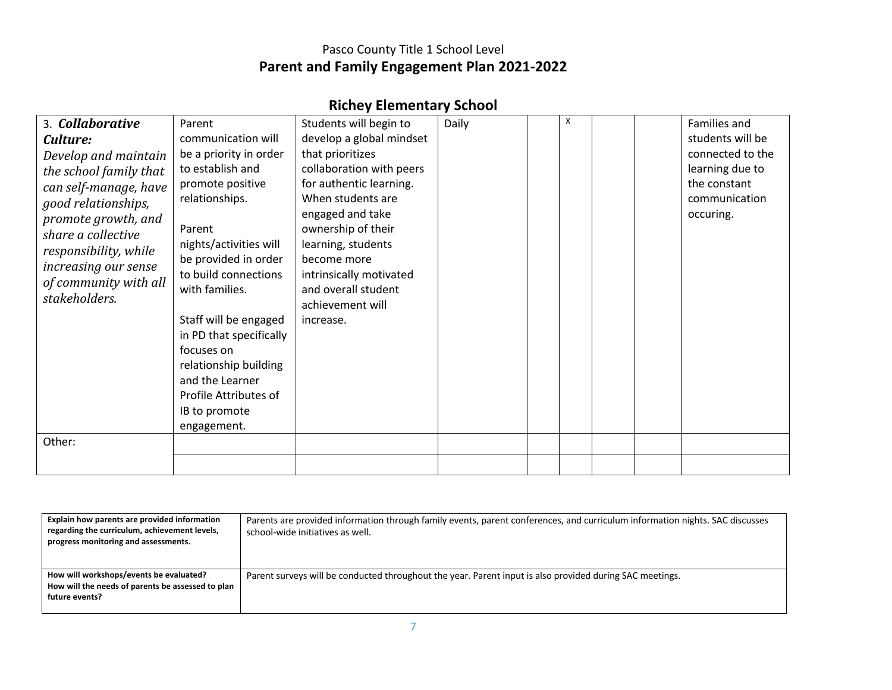Pasco County Title 1 School Level

# Parent and Family Engagement Plan 2021-2022

## Richey Elementary School

| | | | | | | | | |
|---|---|---|---|---|---|---|---|---|
| 3. ***Collaborative Culture:*** *Develop and maintain the school family that can self-manage, have good relationships, promote growth, and share a collective responsibility, while increasing our sense of community with all stakeholders.* | Parent communication will be a priority in order to establish and promote positive relationships.<br><br>Parent nights/activities will be provided in order to build connections with families.<br><br>Staff will be engaged in PD that specifically focuses on relationship building and the Learner Profile Attributes of IB to promote engagement. | Students will begin to develop a global mindset that prioritizes collaboration with peers for authentic learning. When students are engaged and take ownership of their learning, students become more intrinsically motivated and overall student achievement will increase. | Daily | | X | | | Families and students will be connected to the learning due to the constant communication occuring. |
| Other: | | | | | | | | |
| | | | | | | | | |

| | |
|---|---|
| **Explain how parents are provided information regarding the curriculum, achievement levels, progress monitoring and assessments.** | Parents are provided information through family events, parent conferences, and curriculum information nights. SAC discusses school-wide initiatives as well. |
| **How will workshops/events be evaluated? How will the needs of parents be assessed to plan future events?** | Parent surveys will be conducted throughout the year. Parent input is also provided during SAC meetings. |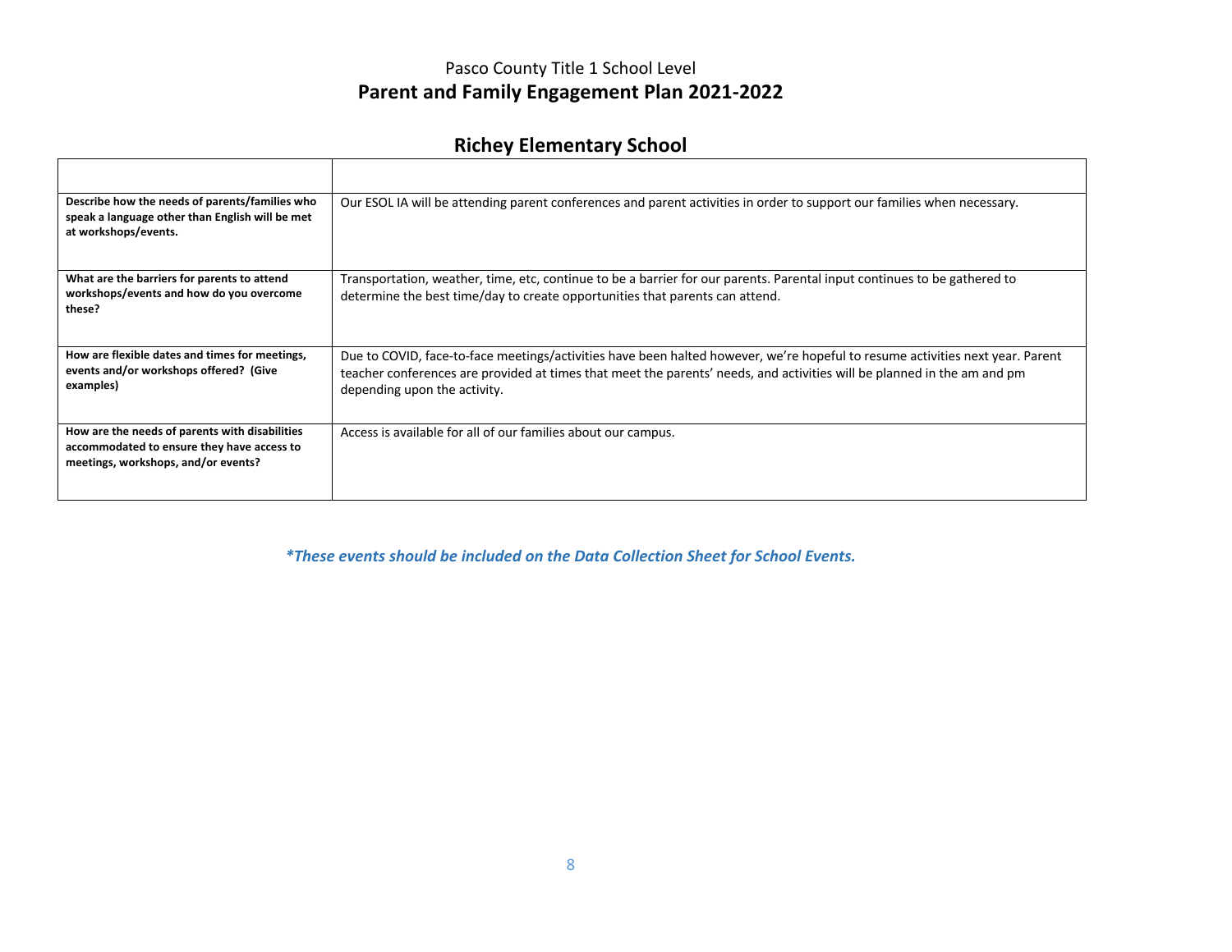Pasco County Title 1 School Level

# Parent and Family Engagement Plan 2021-2022

## Richey Elementary School

| | |
|---|---|
| **Describe how the needs of parents/families who speak a language other than English will be met at workshops/events.** | Our ESOL IA will be attending parent conferences and parent activities in order to support our families when necessary. |
| **What are the barriers for parents to attend workshops/events and how do you overcome these?** | Transportation, weather, time, etc, continue to be a barrier for our parents. Parental input continues to be gathered to determine the best time/day to create opportunities that parents can attend. |
| **How are flexible dates and times for meetings, events and/or workshops offered? (Give examples)** | Due to COVID, face-to-face meetings/activities have been halted however, we're hopeful to resume activities next year. Parent teacher conferences are provided at times that meet the parents' needs, and activities will be planned in the am and pm depending upon the activity. |
| **How are the needs of parents with disabilities accommodated to ensure they have access to meetings, workshops, and/or events?** | Access is available for all of our families about our campus. |

***These events should be included on the Data Collection Sheet for School Events.***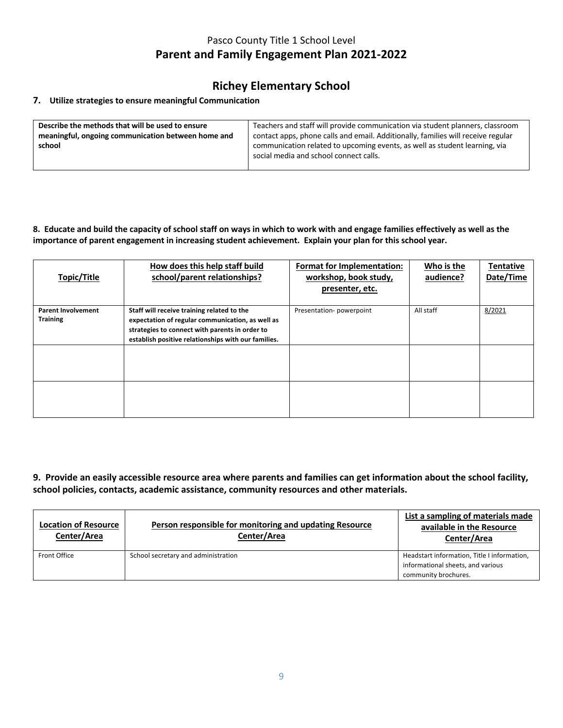Pasco County Title 1 School Level
# Parent and Family Engagement Plan 2021-2022

## Richey Elementary School

### 7. Utilize strategies to ensure meaningful Communication

| **Describe the methods that will be used to ensure meaningful, ongoing communication between home and school** | Teachers and staff will provide communication via student planners, classroom contact apps, phone calls and email. Additionally, families will receive regular communication related to upcoming events, as well as student learning, via social media and school connect calls. |
|---|---|

**8. Educate and build the capacity of school staff on ways in which to work with and engage families effectively as well as the importance of parent engagement in increasing student achievement. Explain your plan for this school year.**

| Topic/Title | How does this help staff build school/parent relationships? | Format for Implementation: workshop, book study, presenter, etc. | Who is the audience? | Tentative Date/Time |
|---|---|---|---|---|
| **Parent Involvement Training** | **Staff will receive training related to the expectation of regular communication, as well as strategies to connect with parents in order to establish positive relationships with our families.** | Presentation- powerpoint | All staff | 8/2021 |
| | | | | |
| | | | | |

**9. Provide an easily accessible resource area where parents and families can get information about the school facility, school policies, contacts, academic assistance, community resources and other materials.**

| Location of Resource Center/Area | Person responsible for monitoring and updating Resource Center/Area | List a sampling of materials made available in the Resource Center/Area |
|---|---|---|
| Front Office | School secretary and administration | Headstart information, Title I information, informational sheets, and various community brochures. |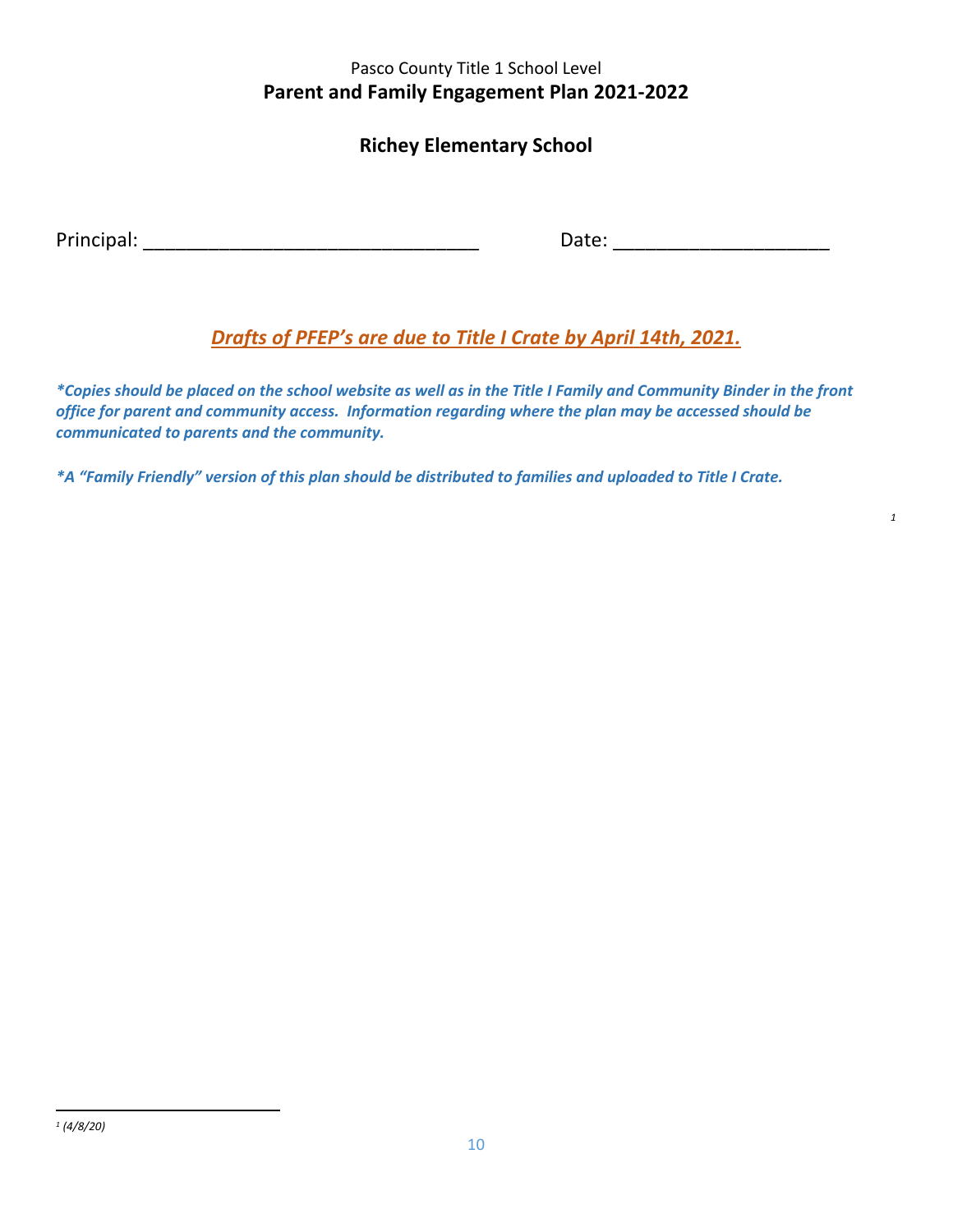Pasco County Title 1 School Level

# Parent and Family Engagement Plan 2021-2022

## Richey Elementary School

Principal: _______________________________ Date: ____________________

***Drafts of PFEP's are due to Title I Crate by April 14th, 2021.***

***\*Copies should be placed on the school website as well as in the Title I Family and Community Binder in the front office for parent and community access. Information regarding where the plan may be accessed should be communicated to parents and the community.***

***\*A "Family Friendly" version of this plan should be distributed to families and uploaded to Title I Crate.***

*[1]*

---

*[1] (4/8/20)*